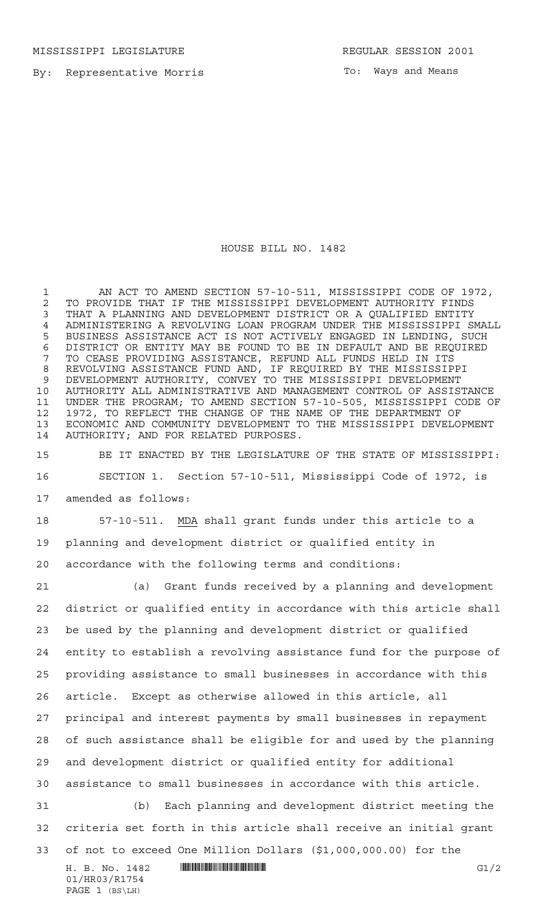MISSISSIPPI LEGISLATURE REGULAR SESSION 2001

By: Representative Morris

To: Ways and Means

# HOUSE BILL NO. 1482

AN ACT TO AMEND SECTION 57-10-511, MISSISSIPPI CODE OF 1972, TO PROVIDE THAT IF THE MISSISSIPPI DEVELOPMENT AUTHORITY FINDS THAT A PLANNING AND DEVELOPMENT DISTRICT OR A QUALIFIED ENTITY ADMINISTERING A REVOLVING LOAN PROGRAM UNDER THE MISSISSIPPI SMALL BUSINESS ASSISTANCE ACT IS NOT ACTIVELY ENGAGED IN LENDING, SUCH DISTRICT OR ENTITY MAY BE FOUND TO BE IN DEFAULT AND BE REQUIRED TO CEASE PROVIDING ASSISTANCE, REFUND ALL FUNDS HELD IN ITS REVOLVING ASSISTANCE FUND AND, IF REQUIRED BY THE MISSISSIPPI DEVELOPMENT AUTHORITY, CONVEY TO THE MISSISSIPPI DEVELOPMENT AUTHORITY ALL ADMINISTRATIVE AND MANAGEMENT CONTROL OF ASSISTANCE UNDER THE PROGRAM; TO AMEND SECTION 57-10-505, MISSISSIPPI CODE OF 1972, TO REFLECT THE CHANGE OF THE NAME OF THE DEPARTMENT OF ECONOMIC AND COMMUNITY DEVELOPMENT TO THE MISSISSIPPI DEVELOPMENT AUTHORITY; AND FOR RELATED PURPOSES.

BE IT ENACTED BY THE LEGISLATURE OF THE STATE OF MISSISSIPPI:

SECTION 1. Section 57-10-511, Mississippi Code of 1972, is amended as follows:

57-10-511. MDA shall grant funds under this article to a planning and development district or qualified entity in accordance with the following terms and conditions:

(a) Grant funds received by a planning and development district or qualified entity in accordance with this article shall be used by the planning and development district or qualified entity to establish a revolving assistance fund for the purpose of providing assistance to small businesses in accordance with this article. Except as otherwise allowed in this article, all principal and interest payments by small businesses in repayment of such assistance shall be eligible for and used by the planning and development district or qualified entity for additional assistance to small businesses in accordance with this article.

(b) Each planning and development district meeting the criteria set forth in this article shall receive an initial grant of not to exceed One Million Dollars ($1,000,000.00) for the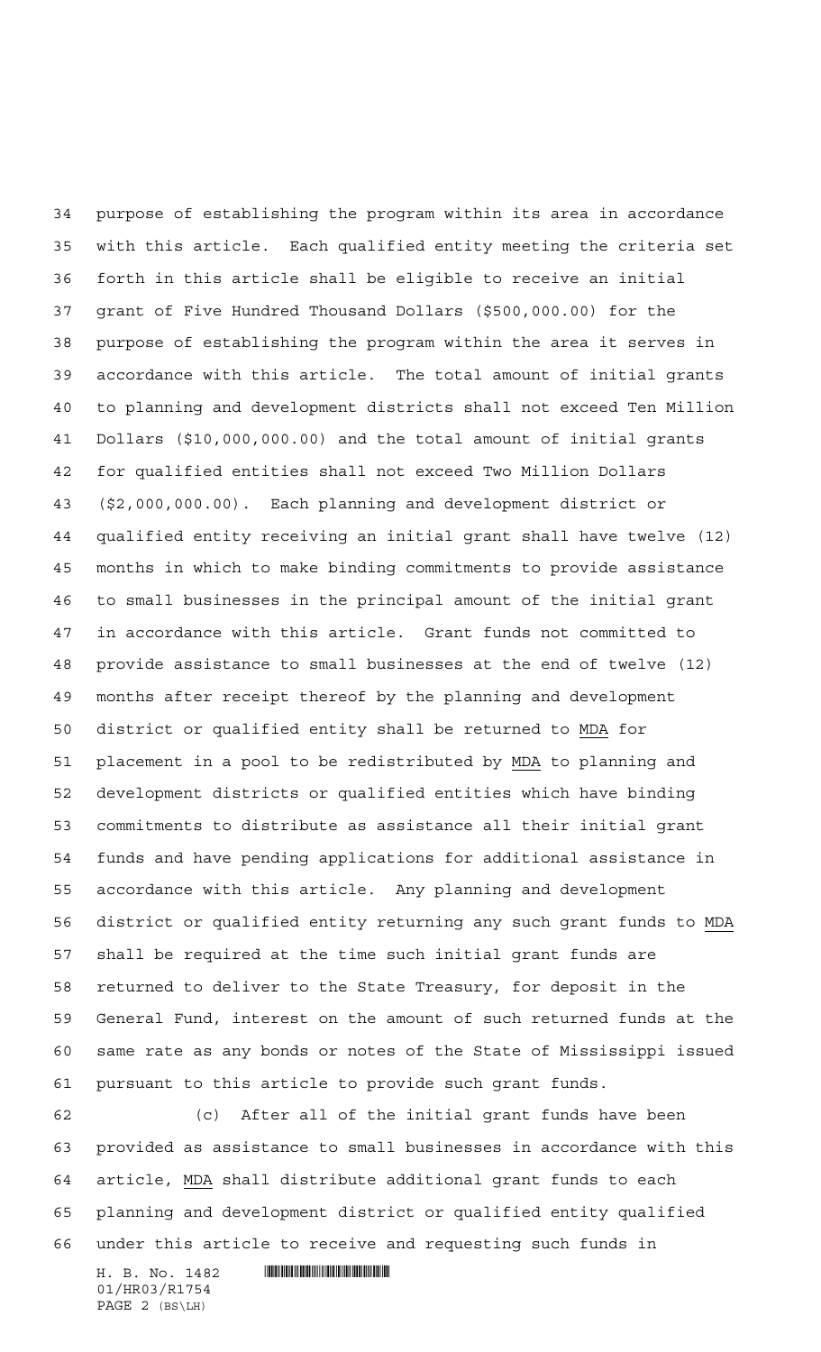purpose of establishing the program within its area in accordance with this article. Each qualified entity meeting the criteria set forth in this article shall be eligible to receive an initial grant of Five Hundred Thousand Dollars ($500,000.00) for the purpose of establishing the program within the area it serves in accordance with this article. The total amount of initial grants to planning and development districts shall not exceed Ten Million Dollars ($10,000,000.00) and the total amount of initial grants for qualified entities shall not exceed Two Million Dollars ($2,000,000.00). Each planning and development district or qualified entity receiving an initial grant shall have twelve (12) months in which to make binding commitments to provide assistance to small businesses in the principal amount of the initial grant in accordance with this article. Grant funds not committed to provide assistance to small businesses at the end of twelve (12) months after receipt thereof by the planning and development district or qualified entity shall be returned to MDA for placement in a pool to be redistributed by MDA to planning and development districts or qualified entities which have binding commitments to distribute as assistance all their initial grant funds and have pending applications for additional assistance in accordance with this article. Any planning and development district or qualified entity returning any such grant funds to MDA shall be required at the time such initial grant funds are returned to deliver to the State Treasury, for deposit in the General Fund, interest on the amount of such returned funds at the same rate as any bonds or notes of the State of Mississippi issued pursuant to this article to provide such grant funds.

(c) After all of the initial grant funds have been provided as assistance to small businesses in accordance with this article, MDA shall distribute additional grant funds to each planning and development district or qualified entity qualified under this article to receive and requesting such funds in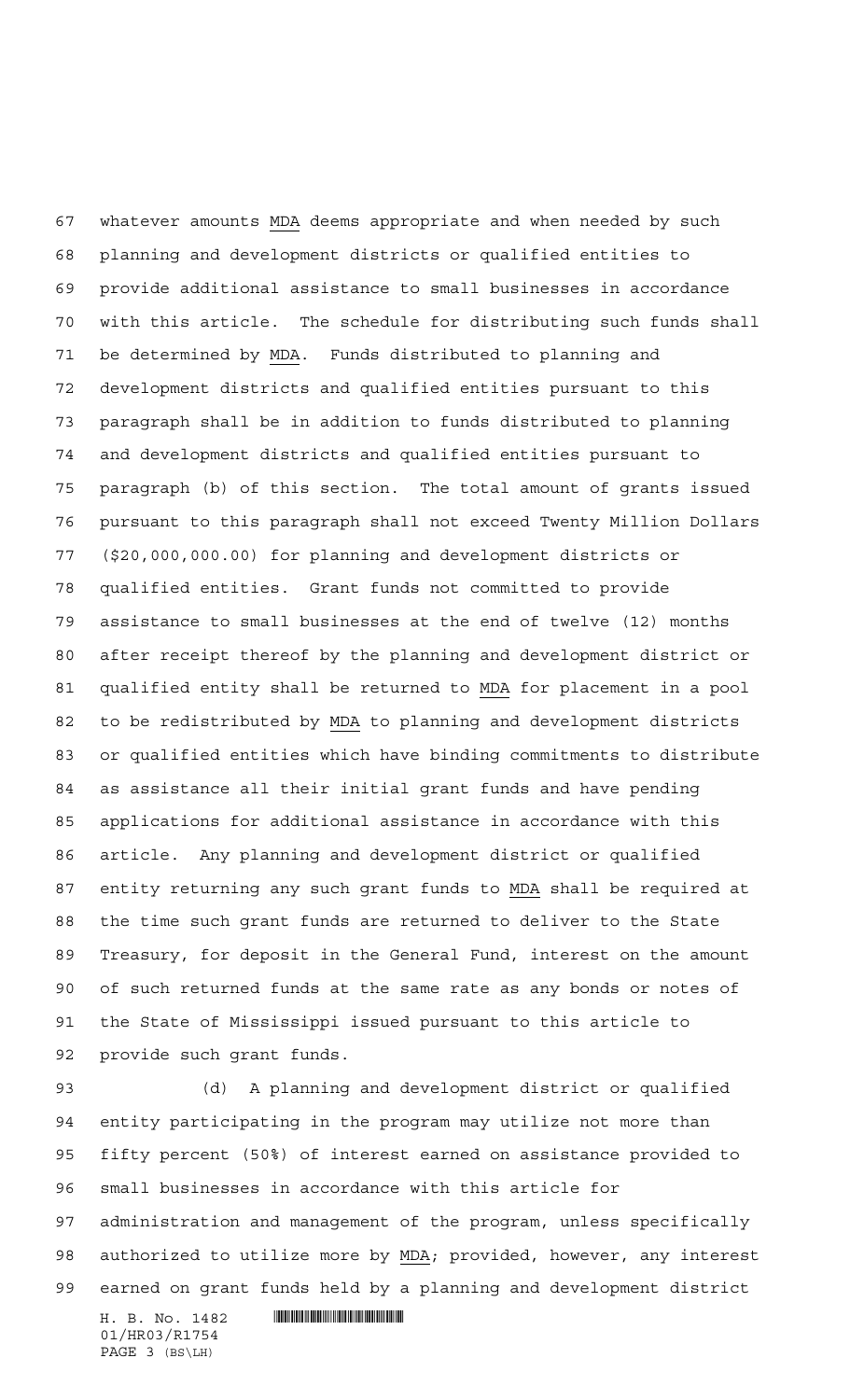whatever amounts MDA deems appropriate and when needed by such planning and development districts or qualified entities to provide additional assistance to small businesses in accordance with this article. The schedule for distributing such funds shall be determined by MDA. Funds distributed to planning and development districts and qualified entities pursuant to this paragraph shall be in addition to funds distributed to planning and development districts and qualified entities pursuant to paragraph (b) of this section. The total amount of grants issued pursuant to this paragraph shall not exceed Twenty Million Dollars ($20,000,000.00) for planning and development districts or qualified entities. Grant funds not committed to provide assistance to small businesses at the end of twelve (12) months after receipt thereof by the planning and development district or qualified entity shall be returned to MDA for placement in a pool to be redistributed by MDA to planning and development districts or qualified entities which have binding commitments to distribute as assistance all their initial grant funds and have pending applications for additional assistance in accordance with this article. Any planning and development district or qualified entity returning any such grant funds to MDA shall be required at the time such grant funds are returned to deliver to the State Treasury, for deposit in the General Fund, interest on the amount of such returned funds at the same rate as any bonds or notes of the State of Mississippi issued pursuant to this article to provide such grant funds.

(d) A planning and development district or qualified entity participating in the program may utilize not more than fifty percent (50%) of interest earned on assistance provided to small businesses in accordance with this article for administration and management of the program, unless specifically authorized to utilize more by MDA; provided, however, any interest earned on grant funds held by a planning and development district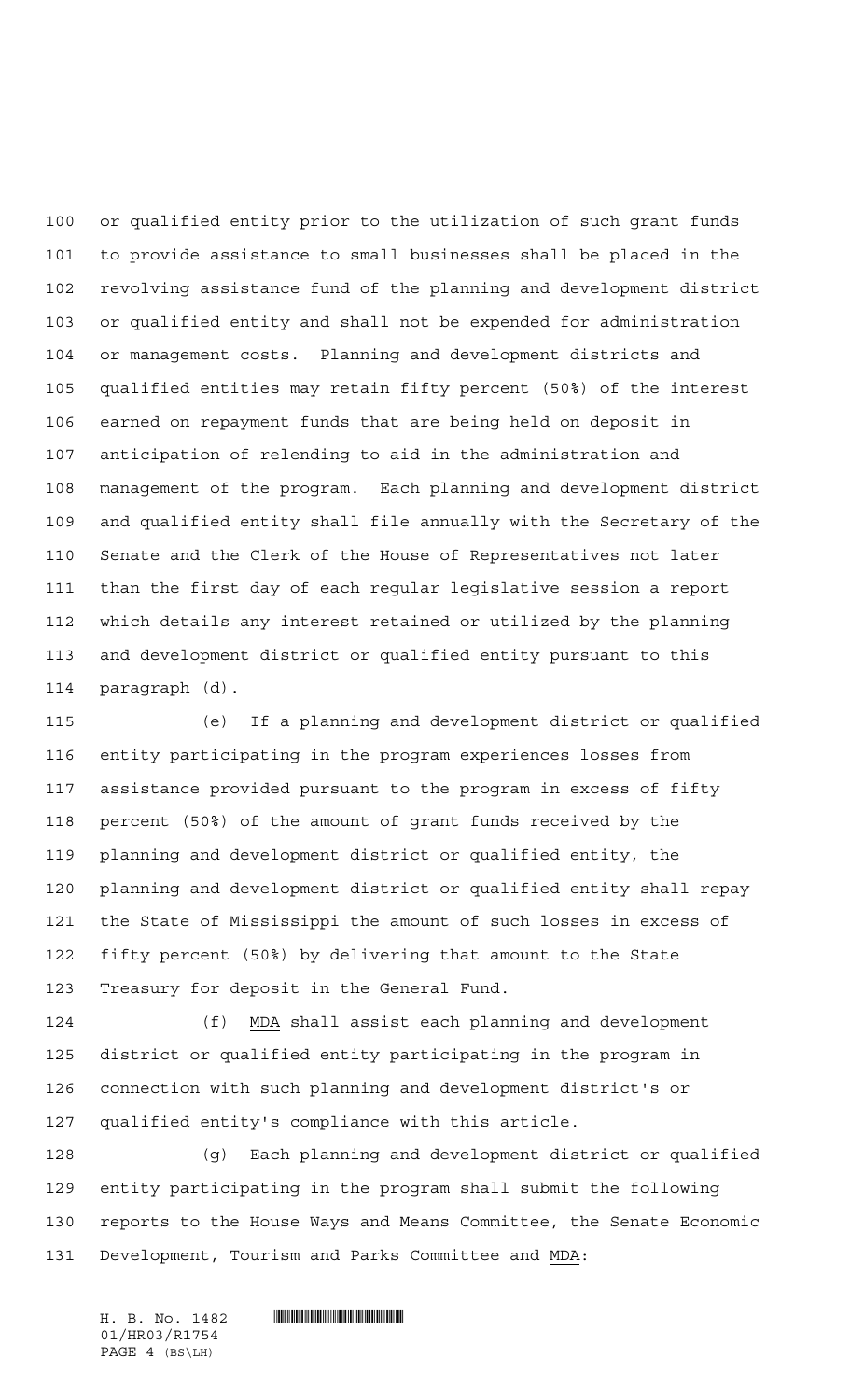or qualified entity prior to the utilization of such grant funds to provide assistance to small businesses shall be placed in the revolving assistance fund of the planning and development district or qualified entity and shall not be expended for administration or management costs. Planning and development districts and qualified entities may retain fifty percent (50%) of the interest earned on repayment funds that are being held on deposit in anticipation of relending to aid in the administration and management of the program. Each planning and development district and qualified entity shall file annually with the Secretary of the Senate and the Clerk of the House of Representatives not later than the first day of each regular legislative session a report which details any interest retained or utilized by the planning and development district or qualified entity pursuant to this paragraph (d).

(e) If a planning and development district or qualified entity participating in the program experiences losses from assistance provided pursuant to the program in excess of fifty percent (50%) of the amount of grant funds received by the planning and development district or qualified entity, the planning and development district or qualified entity shall repay the State of Mississippi the amount of such losses in excess of fifty percent (50%) by delivering that amount to the State Treasury for deposit in the General Fund.

(f) MDA shall assist each planning and development district or qualified entity participating in the program in connection with such planning and development district's or qualified entity's compliance with this article.

(g) Each planning and development district or qualified entity participating in the program shall submit the following reports to the House Ways and Means Committee, the Senate Economic Development, Tourism and Parks Committee and MDA: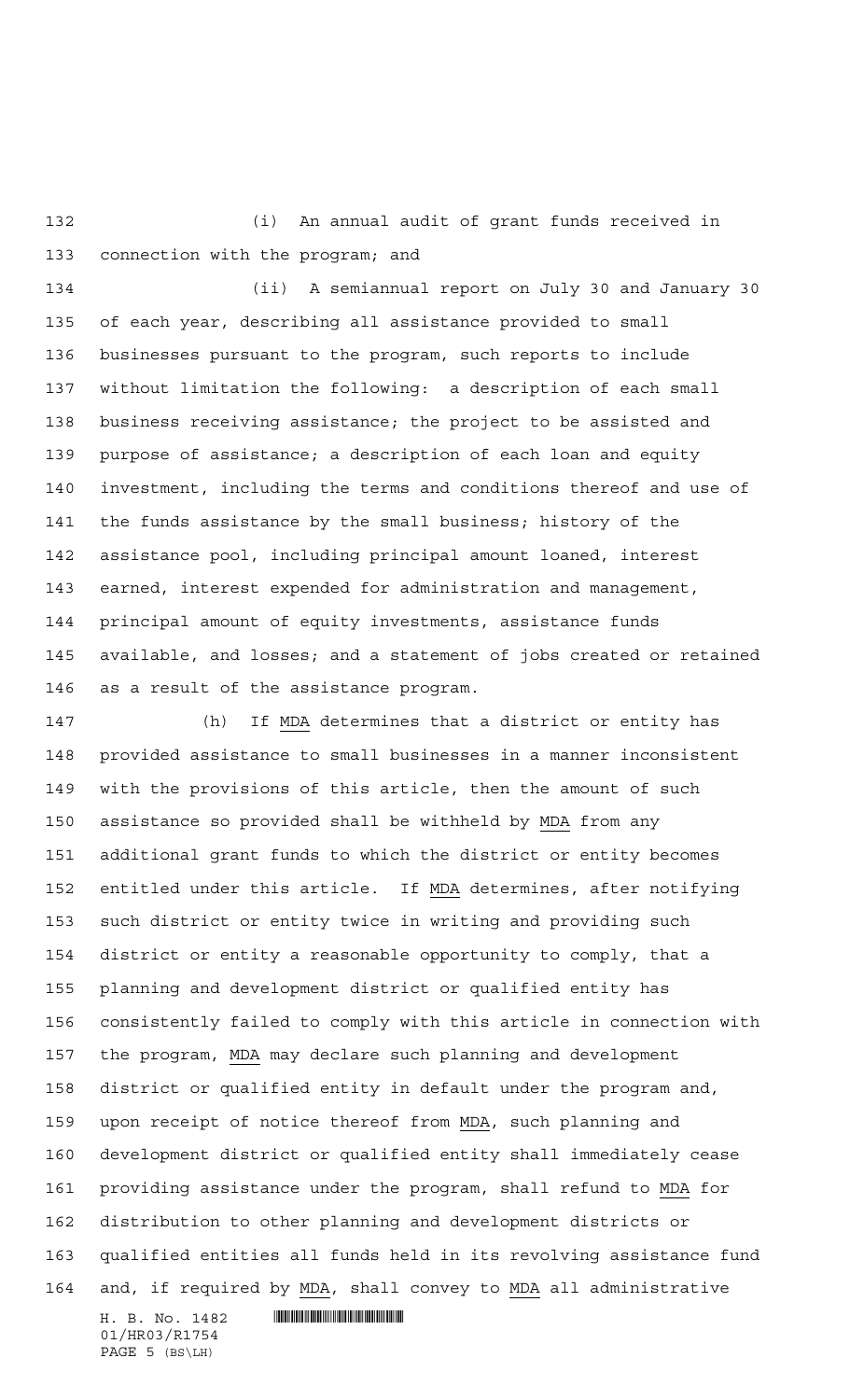(i) An annual audit of grant funds received in connection with the program; and

(ii) A semiannual report on July 30 and January 30 of each year, describing all assistance provided to small businesses pursuant to the program, such reports to include without limitation the following: a description of each small business receiving assistance; the project to be assisted and purpose of assistance; a description of each loan and equity investment, including the terms and conditions thereof and use of the funds assistance by the small business; history of the assistance pool, including principal amount loaned, interest earned, interest expended for administration and management, principal amount of equity investments, assistance funds available, and losses; and a statement of jobs created or retained as a result of the assistance program.

(h) If MDA determines that a district or entity has provided assistance to small businesses in a manner inconsistent with the provisions of this article, then the amount of such assistance so provided shall be withheld by MDA from any additional grant funds to which the district or entity becomes entitled under this article. If MDA determines, after notifying such district or entity twice in writing and providing such district or entity a reasonable opportunity to comply, that a planning and development district or qualified entity has consistently failed to comply with this article in connection with the program, MDA may declare such planning and development district or qualified entity in default under the program and, upon receipt of notice thereof from MDA, such planning and development district or qualified entity shall immediately cease providing assistance under the program, shall refund to MDA for distribution to other planning and development districts or qualified entities all funds held in its revolving assistance fund and, if required by MDA, shall convey to MDA all administrative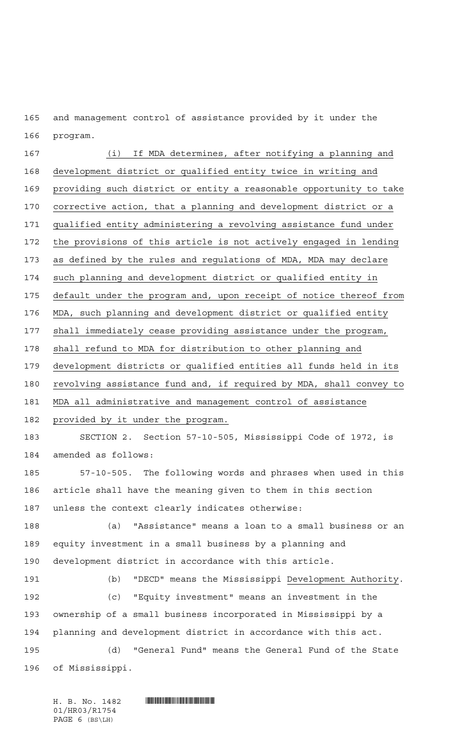and management control of assistance provided by it under the program.

(i) If MDA determines, after notifying a planning and development district or qualified entity twice in writing and providing such district or entity a reasonable opportunity to take corrective action, that a planning and development district or a qualified entity administering a revolving assistance fund under the provisions of this article is not actively engaged in lending as defined by the rules and regulations of MDA, MDA may declare such planning and development district or qualified entity in default under the program and, upon receipt of notice thereof from MDA, such planning and development district or qualified entity shall immediately cease providing assistance under the program, shall refund to MDA for distribution to other planning and development districts or qualified entities all funds held in its revolving assistance fund and, if required by MDA, shall convey to MDA all administrative and management control of assistance provided by it under the program.

SECTION 2. Section 57-10-505, Mississippi Code of 1972, is amended as follows:

57-10-505. The following words and phrases when used in this article shall have the meaning given to them in this section unless the context clearly indicates otherwise:

(a) "Assistance" means a loan to a small business or an equity investment in a small business by a planning and development district in accordance with this article.

(b) "DECD" means the Mississippi Development Authority.

(c) "Equity investment" means an investment in the ownership of a small business incorporated in Mississippi by a planning and development district in accordance with this act.

(d) "General Fund" means the General Fund of the State of Mississippi.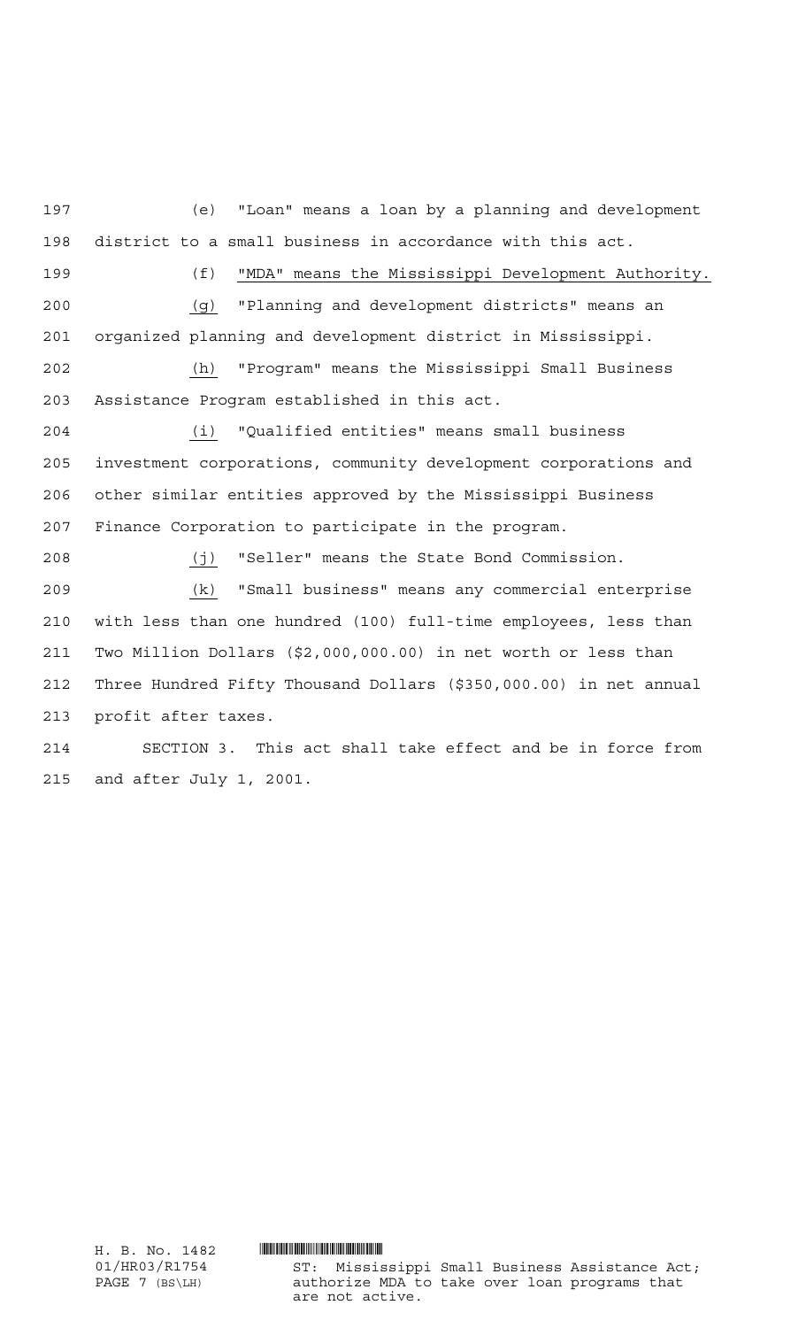(e) "Loan" means a loan by a planning and development district to a small business in accordance with this act.

(f) "MDA" means the Mississippi Development Authority.

(g) "Planning and development districts" means an organized planning and development district in Mississippi.

(h) "Program" means the Mississippi Small Business Assistance Program established in this act.

(i) "Qualified entities" means small business investment corporations, community development corporations and other similar entities approved by the Mississippi Business Finance Corporation to participate in the program.

(j) "Seller" means the State Bond Commission.

(k) "Small business" means any commercial enterprise with less than one hundred (100) full-time employees, less than Two Million Dollars ($2,000,000.00) in net worth or less than Three Hundred Fifty Thousand Dollars ($350,000.00) in net annual profit after taxes.

SECTION 3. This act shall take effect and be in force from and after July 1, 2001.

ST: Mississippi Small Business Assistance Act; authorize MDA to take over loan programs that are not active.